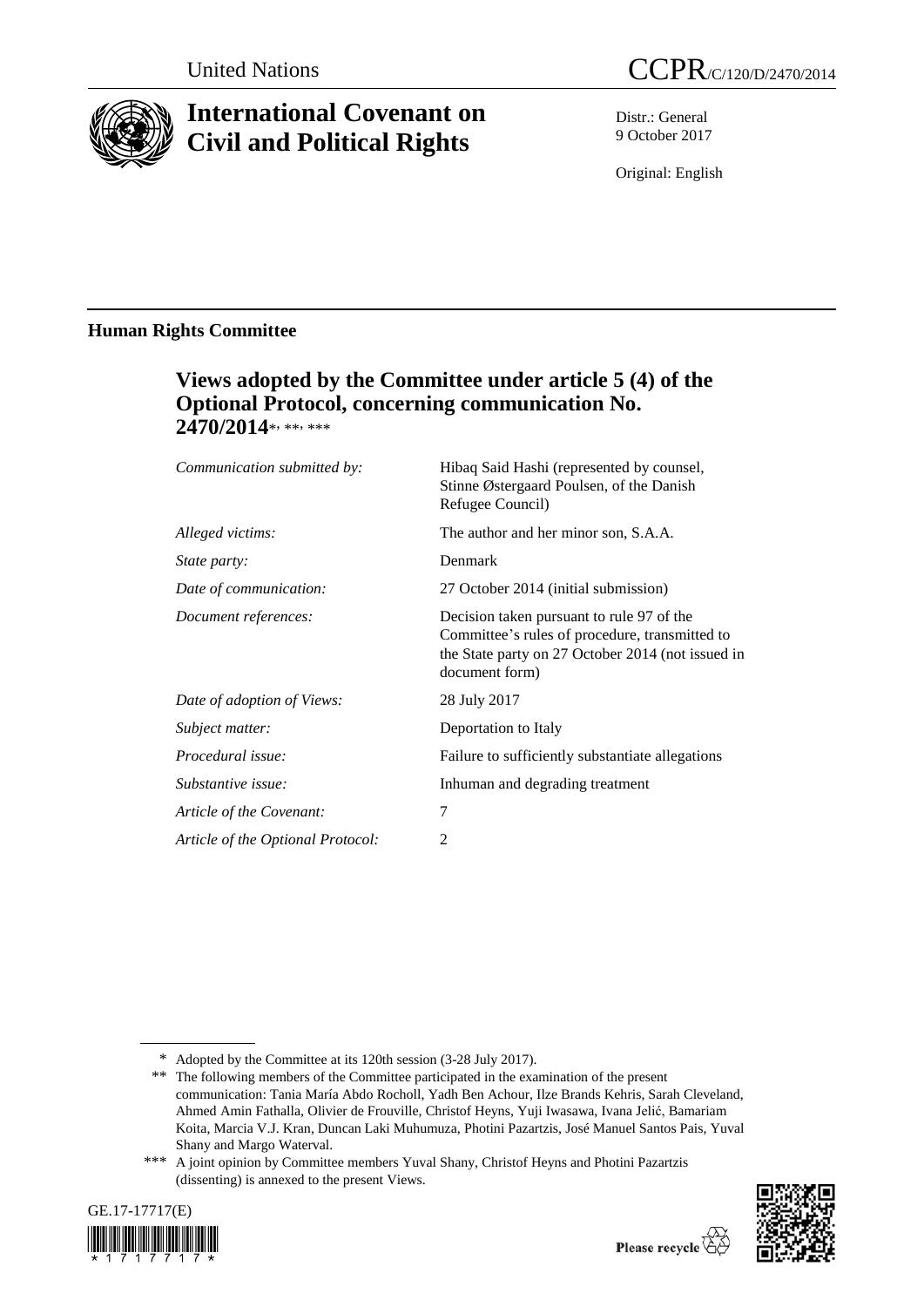United Nations

CCPR/C/120/D/2470/2014

# International Covenant on Civil and Political Rights

Distr.: General
9 October 2017

Original: English

## Human Rights Committee

### Views adopted by the Committee under article 5 (4) of the Optional Protocol, concerning communication No. 2470/2014*, **, ***

| | |
|---|---|
| *Communication submitted by:* | Hibaq Said Hashi (represented by counsel, Stinne Østergaard Poulsen, of the Danish Refugee Council) |
| *Alleged victims:* | The author and her minor son, S.A.A. |
| *State party:* | Denmark |
| *Date of communication:* | 27 October 2014 (initial submission) |
| *Document references:* | Decision taken pursuant to rule 97 of the Committee's rules of procedure, transmitted to the State party on 27 October 2014 (not issued in document form) |
| *Date of adoption of Views:* | 28 July 2017 |
| *Subject matter:* | Deportation to Italy |
| *Procedural issue:* | Failure to sufficiently substantiate allegations |
| *Substantive issue:* | Inhuman and degrading treatment |
| *Article of the Covenant:* | 7 |
| *Article of the Optional Protocol:* | 2 |

\* Adopted by the Committee at its 120th session (3-28 July 2017).

\*\* The following members of the Committee participated in the examination of the present communication: Tania María Abdo Rocholl, Yadh Ben Achour, Ilze Brands Kehris, Sarah Cleveland, Ahmed Amin Fathalla, Olivier de Frouville, Christof Heyns, Yuji Iwasawa, Ivana Jelić, Bamariam Koita, Marcia V.J. Kran, Duncan Laki Muhumuza, Photini Pazartzis, José Manuel Santos Pais, Yuval Shany and Margo Waterval.

\*\*\* A joint opinion by Committee members Yuval Shany, Christof Heyns and Photini Pazartzis (dissenting) is annexed to the present Views.

GE.17-17717(E)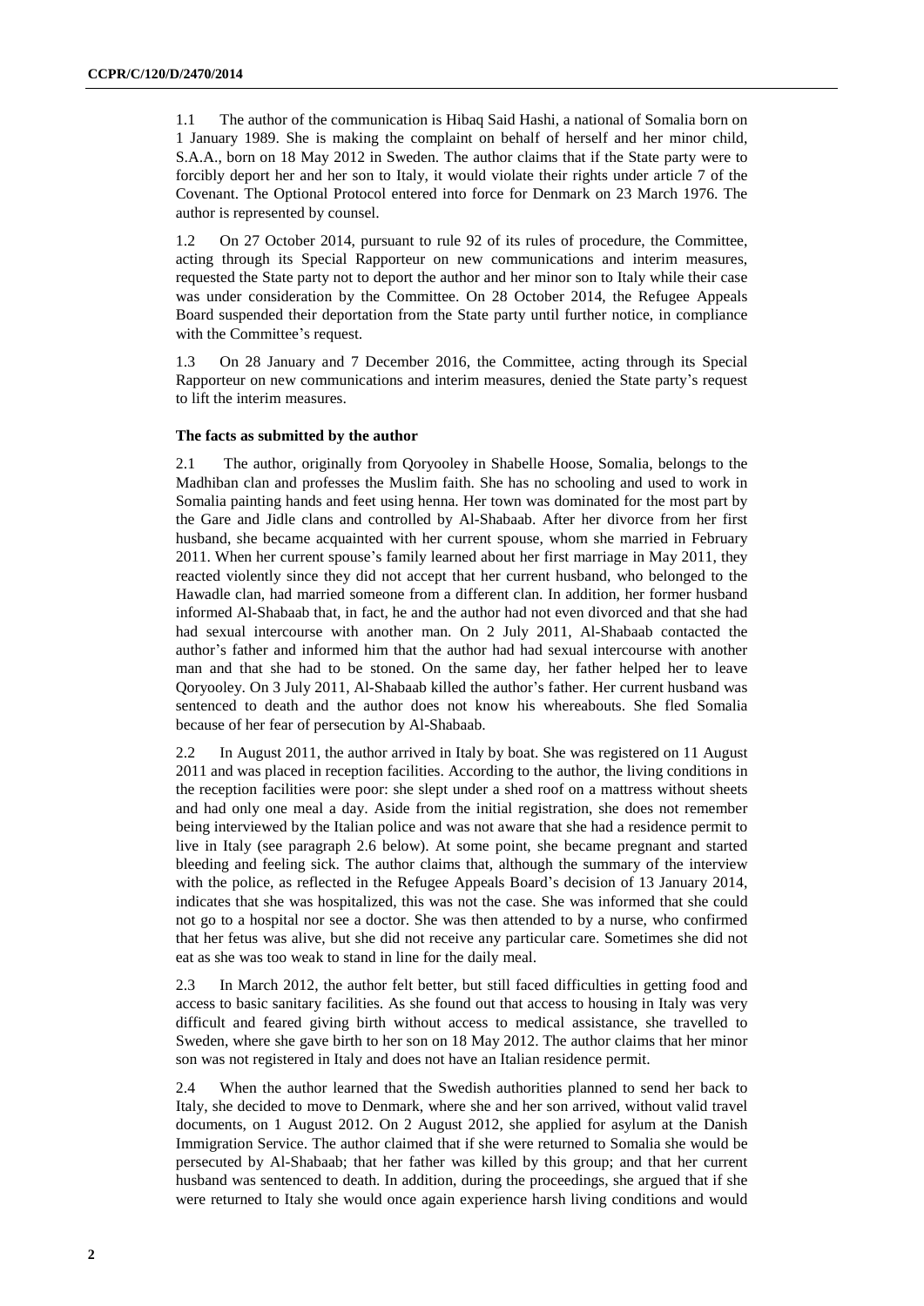1.1 The author of the communication is Hibaq Said Hashi, a national of Somalia born on 1 January 1989. She is making the complaint on behalf of herself and her minor child, S.A.A., born on 18 May 2012 in Sweden. The author claims that if the State party were to forcibly deport her and her son to Italy, it would violate their rights under article 7 of the Covenant. The Optional Protocol entered into force for Denmark on 23 March 1976. The author is represented by counsel.

1.2 On 27 October 2014, pursuant to rule 92 of its rules of procedure, the Committee, acting through its Special Rapporteur on new communications and interim measures, requested the State party not to deport the author and her minor son to Italy while their case was under consideration by the Committee. On 28 October 2014, the Refugee Appeals Board suspended their deportation from the State party until further notice, in compliance with the Committee's request.

1.3 On 28 January and 7 December 2016, the Committee, acting through its Special Rapporteur on new communications and interim measures, denied the State party's request to lift the interim measures.

### The facts as submitted by the author

2.1 The author, originally from Qoryooley in Shabelle Hoose, Somalia, belongs to the Madhiban clan and professes the Muslim faith. She has no schooling and used to work in Somalia painting hands and feet using henna. Her town was dominated for the most part by the Gare and Jidle clans and controlled by Al-Shabaab. After her divorce from her first husband, she became acquainted with her current spouse, whom she married in February 2011. When her current spouse's family learned about her first marriage in May 2011, they reacted violently since they did not accept that her current husband, who belonged to the Hawadle clan, had married someone from a different clan. In addition, her former husband informed Al-Shabaab that, in fact, he and the author had not even divorced and that she had had sexual intercourse with another man. On 2 July 2011, Al-Shabaab contacted the author's father and informed him that the author had had sexual intercourse with another man and that she had to be stoned. On the same day, her father helped her to leave Qoryooley. On 3 July 2011, Al-Shabaab killed the author's father. Her current husband was sentenced to death and the author does not know his whereabouts. She fled Somalia because of her fear of persecution by Al-Shabaab.

2.2 In August 2011, the author arrived in Italy by boat. She was registered on 11 August 2011 and was placed in reception facilities. According to the author, the living conditions in the reception facilities were poor: she slept under a shed roof on a mattress without sheets and had only one meal a day. Aside from the initial registration, she does not remember being interviewed by the Italian police and was not aware that she had a residence permit to live in Italy (see paragraph 2.6 below). At some point, she became pregnant and started bleeding and feeling sick. The author claims that, although the summary of the interview with the police, as reflected in the Refugee Appeals Board's decision of 13 January 2014, indicates that she was hospitalized, this was not the case. She was informed that she could not go to a hospital nor see a doctor. She was then attended to by a nurse, who confirmed that her fetus was alive, but she did not receive any particular care. Sometimes she did not eat as she was too weak to stand in line for the daily meal.

2.3 In March 2012, the author felt better, but still faced difficulties in getting food and access to basic sanitary facilities. As she found out that access to housing in Italy was very difficult and feared giving birth without access to medical assistance, she travelled to Sweden, where she gave birth to her son on 18 May 2012. The author claims that her minor son was not registered in Italy and does not have an Italian residence permit.

2.4 When the author learned that the Swedish authorities planned to send her back to Italy, she decided to move to Denmark, where she and her son arrived, without valid travel documents, on 1 August 2012. On 2 August 2012, she applied for asylum at the Danish Immigration Service. The author claimed that if she were returned to Somalia she would be persecuted by Al-Shabaab; that her father was killed by this group; and that her current husband was sentenced to death. In addition, during the proceedings, she argued that if she were returned to Italy she would once again experience harsh living conditions and would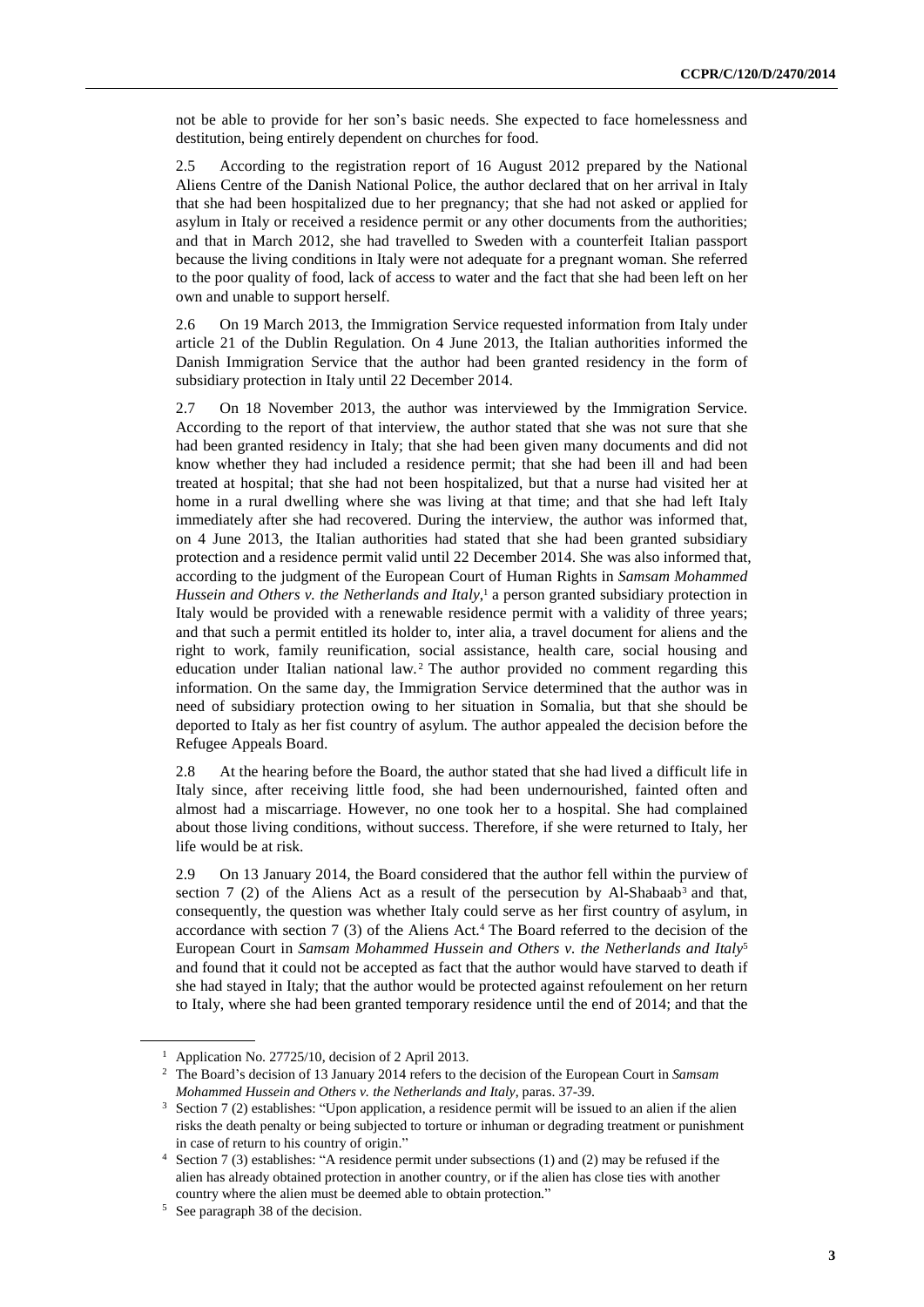not be able to provide for her son's basic needs. She expected to face homelessness and destitution, being entirely dependent on churches for food.

2.5 According to the registration report of 16 August 2012 prepared by the National Aliens Centre of the Danish National Police, the author declared that on her arrival in Italy that she had been hospitalized due to her pregnancy; that she had not asked or applied for asylum in Italy or received a residence permit or any other documents from the authorities; and that in March 2012, she had travelled to Sweden with a counterfeit Italian passport because the living conditions in Italy were not adequate for a pregnant woman. She referred to the poor quality of food, lack of access to water and the fact that she had been left on her own and unable to support herself.

2.6 On 19 March 2013, the Immigration Service requested information from Italy under article 21 of the Dublin Regulation. On 4 June 2013, the Italian authorities informed the Danish Immigration Service that the author had been granted residency in the form of subsidiary protection in Italy until 22 December 2014.

2.7 On 18 November 2013, the author was interviewed by the Immigration Service. According to the report of that interview, the author stated that she was not sure that she had been granted residency in Italy; that she had been given many documents and did not know whether they had included a residence permit; that she had been ill and had been treated at hospital; that she had not been hospitalized, but that a nurse had visited her at home in a rural dwelling where she was living at that time; and that she had left Italy immediately after she had recovered. During the interview, the author was informed that, on 4 June 2013, the Italian authorities had stated that she had been granted subsidiary protection and a residence permit valid until 22 December 2014. She was also informed that, according to the judgment of the European Court of Human Rights in *Samsam Mohammed Hussein and Others v. the Netherlands and Italy*,[1] a person granted subsidiary protection in Italy would be provided with a renewable residence permit with a validity of three years; and that such a permit entitled its holder to, inter alia, a travel document for aliens and the right to work, family reunification, social assistance, health care, social housing and education under Italian national law.[2] The author provided no comment regarding this information. On the same day, the Immigration Service determined that the author was in need of subsidiary protection owing to her situation in Somalia, but that she should be deported to Italy as her fist country of asylum. The author appealed the decision before the Refugee Appeals Board.

2.8 At the hearing before the Board, the author stated that she had lived a difficult life in Italy since, after receiving little food, she had been undernourished, fainted often and almost had a miscarriage. However, no one took her to a hospital. She had complained about those living conditions, without success. Therefore, if she were returned to Italy, her life would be at risk.

2.9 On 13 January 2014, the Board considered that the author fell within the purview of section 7 (2) of the Aliens Act as a result of the persecution by Al-Shabaab[3] and that, consequently, the question was whether Italy could serve as her first country of asylum, in accordance with section 7 (3) of the Aliens Act.[4] The Board referred to the decision of the European Court in *Samsam Mohammed Hussein and Others v. the Netherlands and Italy*[5] and found that it could not be accepted as fact that the author would have starved to death if she had stayed in Italy; that the author would be protected against refoulement on her return to Italy, where she had been granted temporary residence until the end of 2014; and that the

[1] Application No. 27725/10, decision of 2 April 2013.

[2] The Board's decision of 13 January 2014 refers to the decision of the European Court in *Samsam Mohammed Hussein and Others v. the Netherlands and Italy*, paras. 37-39.

[3] Section 7 (2) establishes: "Upon application, a residence permit will be issued to an alien if the alien risks the death penalty or being subjected to torture or inhuman or degrading treatment or punishment in case of return to his country of origin."

[4] Section 7 (3) establishes: "A residence permit under subsections (1) and (2) may be refused if the alien has already obtained protection in another country, or if the alien has close ties with another country where the alien must be deemed able to obtain protection."

[5] See paragraph 38 of the decision.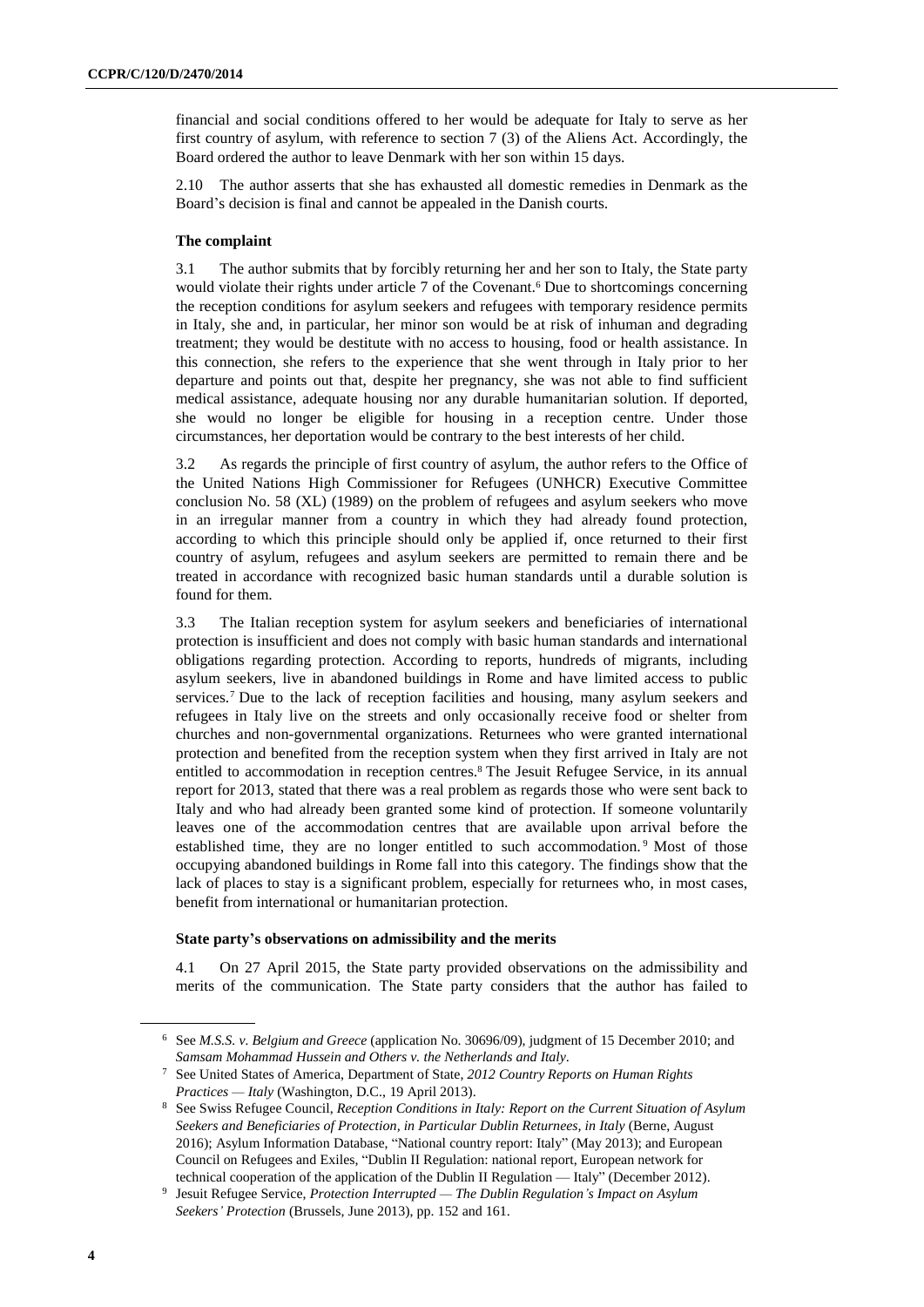financial and social conditions offered to her would be adequate for Italy to serve as her first country of asylum, with reference to section 7 (3) of the Aliens Act. Accordingly, the Board ordered the author to leave Denmark with her son within 15 days.

2.10 The author asserts that she has exhausted all domestic remedies in Denmark as the Board's decision is final and cannot be appealed in the Danish courts.

### The complaint

3.1 The author submits that by forcibly returning her and her son to Italy, the State party would violate their rights under article 7 of the Covenant.[6] Due to shortcomings concerning the reception conditions for asylum seekers and refugees with temporary residence permits in Italy, she and, in particular, her minor son would be at risk of inhuman and degrading treatment; they would be destitute with no access to housing, food or health assistance. In this connection, she refers to the experience that she went through in Italy prior to her departure and points out that, despite her pregnancy, she was not able to find sufficient medical assistance, adequate housing nor any durable humanitarian solution. If deported, she would no longer be eligible for housing in a reception centre. Under those circumstances, her deportation would be contrary to the best interests of her child.

3.2 As regards the principle of first country of asylum, the author refers to the Office of the United Nations High Commissioner for Refugees (UNHCR) Executive Committee conclusion No. 58 (XL) (1989) on the problem of refugees and asylum seekers who move in an irregular manner from a country in which they had already found protection, according to which this principle should only be applied if, once returned to their first country of asylum, refugees and asylum seekers are permitted to remain there and be treated in accordance with recognized basic human standards until a durable solution is found for them.

3.3 The Italian reception system for asylum seekers and beneficiaries of international protection is insufficient and does not comply with basic human standards and international obligations regarding protection. According to reports, hundreds of migrants, including asylum seekers, live in abandoned buildings in Rome and have limited access to public services.[7] Due to the lack of reception facilities and housing, many asylum seekers and refugees in Italy live on the streets and only occasionally receive food or shelter from churches and non-governmental organizations. Returnees who were granted international protection and benefited from the reception system when they first arrived in Italy are not entitled to accommodation in reception centres.[8] The Jesuit Refugee Service, in its annual report for 2013, stated that there was a real problem as regards those who were sent back to Italy and who had already been granted some kind of protection. If someone voluntarily leaves one of the accommodation centres that are available upon arrival before the established time, they are no longer entitled to such accommodation.[9] Most of those occupying abandoned buildings in Rome fall into this category. The findings show that the lack of places to stay is a significant problem, especially for returnees who, in most cases, benefit from international or humanitarian protection.

### State party's observations on admissibility and the merits

4.1 On 27 April 2015, the State party provided observations on the admissibility and merits of the communication. The State party considers that the author has failed to

---

[6] See *M.S.S. v. Belgium and Greece* (application No. 30696/09), judgment of 15 December 2010; and *Samsam Mohammad Hussein and Others v. the Netherlands and Italy*.

[7] See United States of America, Department of State, *2012 Country Reports on Human Rights Practices — Italy* (Washington, D.C., 19 April 2013).

[8] See Swiss Refugee Council, *Reception Conditions in Italy: Report on the Current Situation of Asylum Seekers and Beneficiaries of Protection, in Particular Dublin Returnees, in Italy* (Berne, August 2016); Asylum Information Database, "National country report: Italy" (May 2013); and European Council on Refugees and Exiles, "Dublin II Regulation: national report, European network for technical cooperation of the application of the Dublin II Regulation — Italy" (December 2012).

[9] Jesuit Refugee Service, *Protection Interrupted — The Dublin Regulation's Impact on Asylum Seekers' Protection* (Brussels, June 2013), pp. 152 and 161.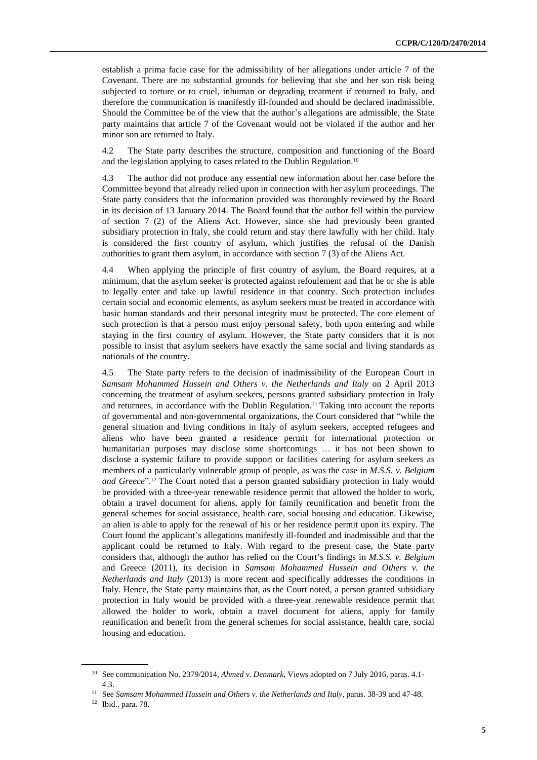establish a prima facie case for the admissibility of her allegations under article 7 of the Covenant. There are no substantial grounds for believing that she and her son risk being subjected to torture or to cruel, inhuman or degrading treatment if returned to Italy, and therefore the communication is manifestly ill-founded and should be declared inadmissible. Should the Committee be of the view that the author's allegations are admissible, the State party maintains that article 7 of the Covenant would not be violated if the author and her minor son are returned to Italy.

4.2 The State party describes the structure, composition and functioning of the Board and the legislation applying to cases related to the Dublin Regulation.[10]

4.3 The author did not produce any essential new information about her case before the Committee beyond that already relied upon in connection with her asylum proceedings. The State party considers that the information provided was thoroughly reviewed by the Board in its decision of 13 January 2014. The Board found that the author fell within the purview of section 7 (2) of the Aliens Act. However, since she had previously been granted subsidiary protection in Italy, she could return and stay there lawfully with her child. Italy is considered the first country of asylum, which justifies the refusal of the Danish authorities to grant them asylum, in accordance with section 7 (3) of the Aliens Act.

4.4 When applying the principle of first country of asylum, the Board requires, at a minimum, that the asylum seeker is protected against refoulement and that he or she is able to legally enter and take up lawful residence in that country. Such protection includes certain social and economic elements, as asylum seekers must be treated in accordance with basic human standards and their personal integrity must be protected. The core element of such protection is that a person must enjoy personal safety, both upon entering and while staying in the first country of asylum. However, the State party considers that it is not possible to insist that asylum seekers have exactly the same social and living standards as nationals of the country.

4.5 The State party refers to the decision of inadmissibility of the European Court in *Samsam Mohammed Hussein and Others v. the Netherlands and Italy* on 2 April 2013 concerning the treatment of asylum seekers, persons granted subsidiary protection in Italy and returnees, in accordance with the Dublin Regulation.[11] Taking into account the reports of governmental and non-governmental organizations, the Court considered that "while the general situation and living conditions in Italy of asylum seekers, accepted refugees and aliens who have been granted a residence permit for international protection or humanitarian purposes may disclose some shortcomings … it has not been shown to disclose a systemic failure to provide support or facilities catering for asylum seekers as members of a particularly vulnerable group of people, as was the case in *M.S.S. v. Belgium and Greece*".[12] The Court noted that a person granted subsidiary protection in Italy would be provided with a three-year renewable residence permit that allowed the holder to work, obtain a travel document for aliens, apply for family reunification and benefit from the general schemes for social assistance, health care, social housing and education. Likewise, an alien is able to apply for the renewal of his or her residence permit upon its expiry. The Court found the applicant's allegations manifestly ill-founded and inadmissible and that the applicant could be returned to Italy. With regard to the present case, the State party considers that, although the author has relied on the Court's findings in *M.S.S. v. Belgium* and Greece (2011), its decision in *Samsam Mohammed Hussein and Others v. the Netherlands and Italy* (2013) is more recent and specifically addresses the conditions in Italy. Hence, the State party maintains that, as the Court noted, a person granted subsidiary protection in Italy would be provided with a three-year renewable residence permit that allowed the holder to work, obtain a travel document for aliens, apply for family reunification and benefit from the general schemes for social assistance, health care, social housing and education.

[10] See communication No. 2379/2014, *Ahmed v. Denmark*, Views adopted on 7 July 2016, paras. 4.1-4.3.

[11] See *Samsam Mohammed Hussein and Others v. the Netherlands and Italy*, paras. 38-39 and 47-48.

[12] Ibid., para. 78.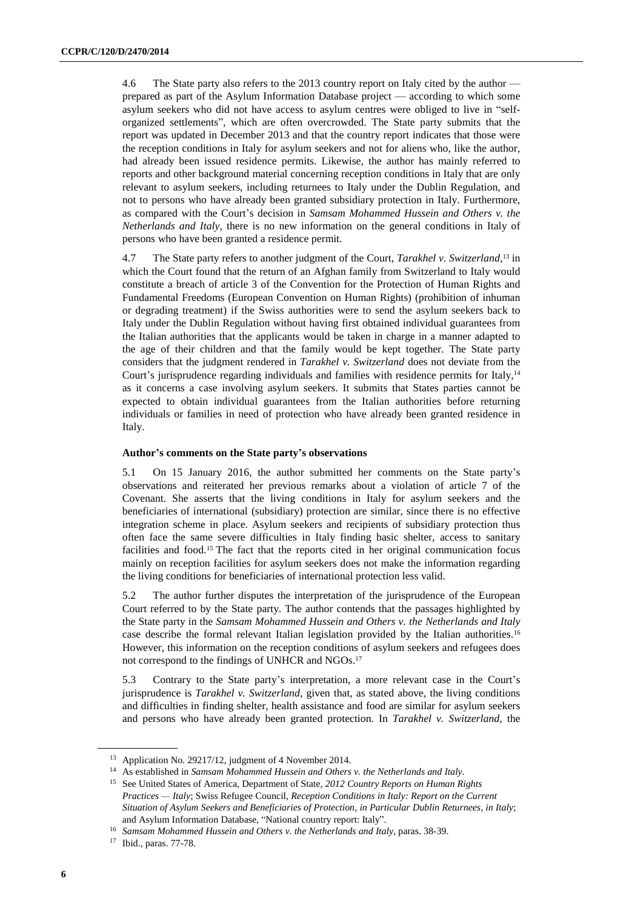4.6 The State party also refers to the 2013 country report on Italy cited by the author — prepared as part of the Asylum Information Database project — according to which some asylum seekers who did not have access to asylum centres were obliged to live in "self-organized settlements", which are often overcrowded. The State party submits that the report was updated in December 2013 and that the country report indicates that those were the reception conditions in Italy for asylum seekers and not for aliens who, like the author, had already been issued residence permits. Likewise, the author has mainly referred to reports and other background material concerning reception conditions in Italy that are only relevant to asylum seekers, including returnees to Italy under the Dublin Regulation, and not to persons who have already been granted subsidiary protection in Italy. Furthermore, as compared with the Court's decision in *Samsam Mohammed Hussein and Others v. the Netherlands and Italy*, there is no new information on the general conditions in Italy of persons who have been granted a residence permit.

4.7 The State party refers to another judgment of the Court, *Tarakhel v. Switzerland*,[13] in which the Court found that the return of an Afghan family from Switzerland to Italy would constitute a breach of article 3 of the Convention for the Protection of Human Rights and Fundamental Freedoms (European Convention on Human Rights) (prohibition of inhuman or degrading treatment) if the Swiss authorities were to send the asylum seekers back to Italy under the Dublin Regulation without having first obtained individual guarantees from the Italian authorities that the applicants would be taken in charge in a manner adapted to the age of their children and that the family would be kept together. The State party considers that the judgment rendered in *Tarakhel v. Switzerland* does not deviate from the Court's jurisprudence regarding individuals and families with residence permits for Italy,[14] as it concerns a case involving asylum seekers. It submits that States parties cannot be expected to obtain individual guarantees from the Italian authorities before returning individuals or families in need of protection who have already been granted residence in Italy.

**Author's comments on the State party's observations**

5.1 On 15 January 2016, the author submitted her comments on the State party's observations and reiterated her previous remarks about a violation of article 7 of the Covenant. She asserts that the living conditions in Italy for asylum seekers and the beneficiaries of international (subsidiary) protection are similar, since there is no effective integration scheme in place. Asylum seekers and recipients of subsidiary protection thus often face the same severe difficulties in Italy finding basic shelter, access to sanitary facilities and food.[15] The fact that the reports cited in her original communication focus mainly on reception facilities for asylum seekers does not make the information regarding the living conditions for beneficiaries of international protection less valid.

5.2 The author further disputes the interpretation of the jurisprudence of the European Court referred to by the State party. The author contends that the passages highlighted by the State party in the *Samsam Mohammed Hussein and Others v. the Netherlands and Italy* case describe the formal relevant Italian legislation provided by the Italian authorities.[16] However, this information on the reception conditions of asylum seekers and refugees does not correspond to the findings of UNHCR and NGOs.[17]

5.3 Contrary to the State party's interpretation, a more relevant case in the Court's jurisprudence is *Tarakhel v. Switzerland*, given that, as stated above, the living conditions and difficulties in finding shelter, health assistance and food are similar for asylum seekers and persons who have already been granted protection. In *Tarakhel v. Switzerland*, the

---

[13] Application No. 29217/12, judgment of 4 November 2014.

[14] As established in *Samsam Mohammed Hussein and Others v. the Netherlands and Italy*.

[15] See United States of America, Department of State, *2012 Country Reports on Human Rights Practices — Italy*; Swiss Refugee Council, *Reception Conditions in Italy: Report on the Current Situation of Asylum Seekers and Beneficiaries of Protection, in Particular Dublin Returnees, in Italy*; and Asylum Information Database, "National country report: Italy".

[16] *Samsam Mohammed Hussein and Others v. the Netherlands and Italy*, paras. 38-39.

[17] Ibid., paras. 77-78.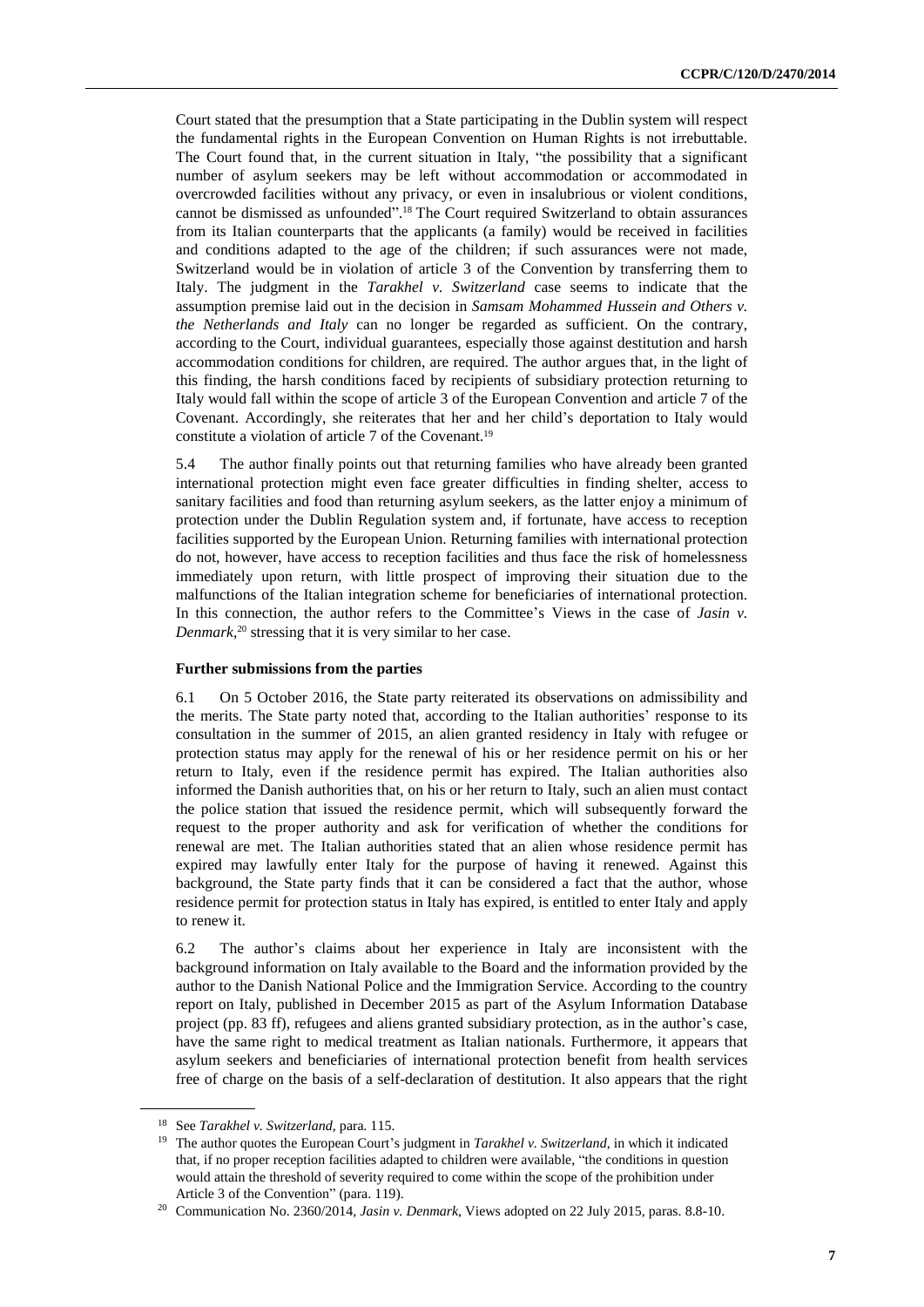Court stated that the presumption that a State participating in the Dublin system will respect the fundamental rights in the European Convention on Human Rights is not irrebuttable. The Court found that, in the current situation in Italy, "the possibility that a significant number of asylum seekers may be left without accommodation or accommodated in overcrowded facilities without any privacy, or even in insalubrious or violent conditions, cannot be dismissed as unfounded".[18] The Court required Switzerland to obtain assurances from its Italian counterparts that the applicants (a family) would be received in facilities and conditions adapted to the age of the children; if such assurances were not made, Switzerland would be in violation of article 3 of the Convention by transferring them to Italy. The judgment in the *Tarakhel v. Switzerland* case seems to indicate that the assumption premise laid out in the decision in *Samsam Mohammed Hussein and Others v. the Netherlands and Italy* can no longer be regarded as sufficient. On the contrary, according to the Court, individual guarantees, especially those against destitution and harsh accommodation conditions for children, are required. The author argues that, in the light of this finding, the harsh conditions faced by recipients of subsidiary protection returning to Italy would fall within the scope of article 3 of the European Convention and article 7 of the Covenant. Accordingly, she reiterates that her and her child's deportation to Italy would constitute a violation of article 7 of the Covenant.[19]

5.4 The author finally points out that returning families who have already been granted international protection might even face greater difficulties in finding shelter, access to sanitary facilities and food than returning asylum seekers, as the latter enjoy a minimum of protection under the Dublin Regulation system and, if fortunate, have access to reception facilities supported by the European Union. Returning families with international protection do not, however, have access to reception facilities and thus face the risk of homelessness immediately upon return, with little prospect of improving their situation due to the malfunctions of the Italian integration scheme for beneficiaries of international protection. In this connection, the author refers to the Committee's Views in the case of *Jasin v. Denmark*,[20] stressing that it is very similar to her case.

**Further submissions from the parties**

6.1 On 5 October 2016, the State party reiterated its observations on admissibility and the merits. The State party noted that, according to the Italian authorities' response to its consultation in the summer of 2015, an alien granted residency in Italy with refugee or protection status may apply for the renewal of his or her residence permit on his or her return to Italy, even if the residence permit has expired. The Italian authorities also informed the Danish authorities that, on his or her return to Italy, such an alien must contact the police station that issued the residence permit, which will subsequently forward the request to the proper authority and ask for verification of whether the conditions for renewal are met. The Italian authorities stated that an alien whose residence permit has expired may lawfully enter Italy for the purpose of having it renewed. Against this background, the State party finds that it can be considered a fact that the author, whose residence permit for protection status in Italy has expired, is entitled to enter Italy and apply to renew it.

6.2 The author's claims about her experience in Italy are inconsistent with the background information on Italy available to the Board and the information provided by the author to the Danish National Police and the Immigration Service. According to the country report on Italy, published in December 2015 as part of the Asylum Information Database project (pp. 83 ff), refugees and aliens granted subsidiary protection, as in the author's case, have the same right to medical treatment as Italian nationals. Furthermore, it appears that asylum seekers and beneficiaries of international protection benefit from health services free of charge on the basis of a self-declaration of destitution. It also appears that the right

---

[18] See *Tarakhel v. Switzerland*, para. 115.

[19] The author quotes the European Court's judgment in *Tarakhel v. Switzerland*, in which it indicated that, if no proper reception facilities adapted to children were available, "the conditions in question would attain the threshold of severity required to come within the scope of the prohibition under Article 3 of the Convention" (para. 119).

[20] Communication No. 2360/2014, *Jasin v. Denmark*, Views adopted on 22 July 2015, paras. 8.8-10.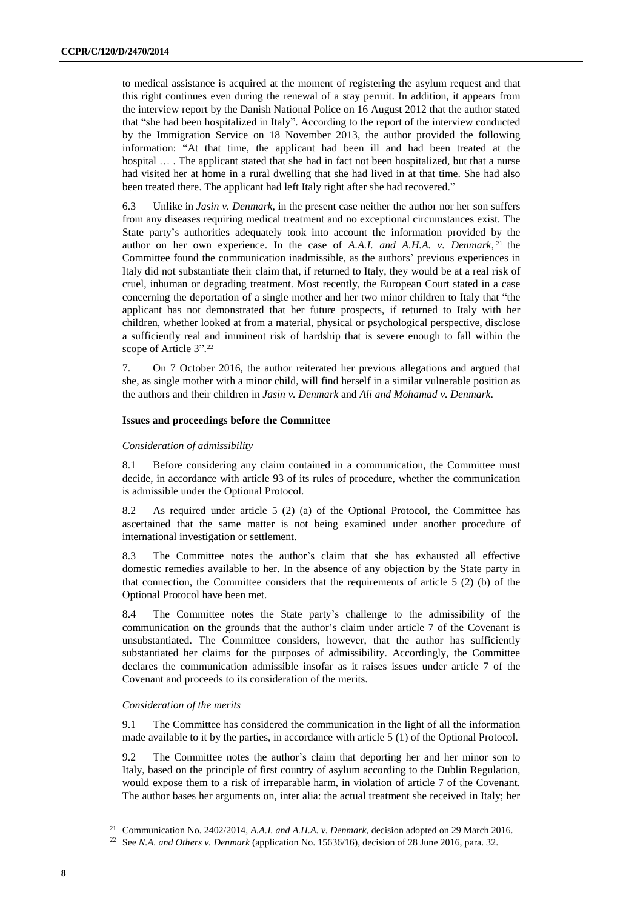to medical assistance is acquired at the moment of registering the asylum request and that this right continues even during the renewal of a stay permit. In addition, it appears from the interview report by the Danish National Police on 16 August 2012 that the author stated that "she had been hospitalized in Italy". According to the report of the interview conducted by the Immigration Service on 18 November 2013, the author provided the following information: "At that time, the applicant had been ill and had been treated at the hospital … . The applicant stated that she had in fact not been hospitalized, but that a nurse had visited her at home in a rural dwelling that she had lived in at that time. She had also been treated there. The applicant had left Italy right after she had recovered."

6.3 Unlike in *Jasin v. Denmark*, in the present case neither the author nor her son suffers from any diseases requiring medical treatment and no exceptional circumstances exist. The State party's authorities adequately took into account the information provided by the author on her own experience. In the case of *A.A.I. and A.H.A. v. Denmark*,[21] the Committee found the communication inadmissible, as the authors' previous experiences in Italy did not substantiate their claim that, if returned to Italy, they would be at a real risk of cruel, inhuman or degrading treatment. Most recently, the European Court stated in a case concerning the deportation of a single mother and her two minor children to Italy that "the applicant has not demonstrated that her future prospects, if returned to Italy with her children, whether looked at from a material, physical or psychological perspective, disclose a sufficiently real and imminent risk of hardship that is severe enough to fall within the scope of Article 3".[22]

7. On 7 October 2016, the author reiterated her previous allegations and argued that she, as single mother with a minor child, will find herself in a similar vulnerable position as the authors and their children in *Jasin v. Denmark* and *Ali and Mohamad v. Denmark*.

### Issues and proceedings before the Committee

#### *Consideration of admissibility*

8.1 Before considering any claim contained in a communication, the Committee must decide, in accordance with article 93 of its rules of procedure, whether the communication is admissible under the Optional Protocol.

8.2 As required under article 5 (2) (a) of the Optional Protocol, the Committee has ascertained that the same matter is not being examined under another procedure of international investigation or settlement.

8.3 The Committee notes the author's claim that she has exhausted all effective domestic remedies available to her. In the absence of any objection by the State party in that connection, the Committee considers that the requirements of article 5 (2) (b) of the Optional Protocol have been met.

8.4 The Committee notes the State party's challenge to the admissibility of the communication on the grounds that the author's claim under article 7 of the Covenant is unsubstantiated. The Committee considers, however, that the author has sufficiently substantiated her claims for the purposes of admissibility. Accordingly, the Committee declares the communication admissible insofar as it raises issues under article 7 of the Covenant and proceeds to its consideration of the merits.

#### *Consideration of the merits*

9.1 The Committee has considered the communication in the light of all the information made available to it by the parties, in accordance with article 5 (1) of the Optional Protocol.

9.2 The Committee notes the author's claim that deporting her and her minor son to Italy, based on the principle of first country of asylum according to the Dublin Regulation, would expose them to a risk of irreparable harm, in violation of article 7 of the Covenant. The author bases her arguments on, inter alia: the actual treatment she received in Italy; her

---

[21] Communication No. 2402/2014, *A.A.I. and A.H.A. v. Denmark*, decision adopted on 29 March 2016.

[22] See *N.A. and Others v. Denmark* (application No. 15636/16), decision of 28 June 2016, para. 32.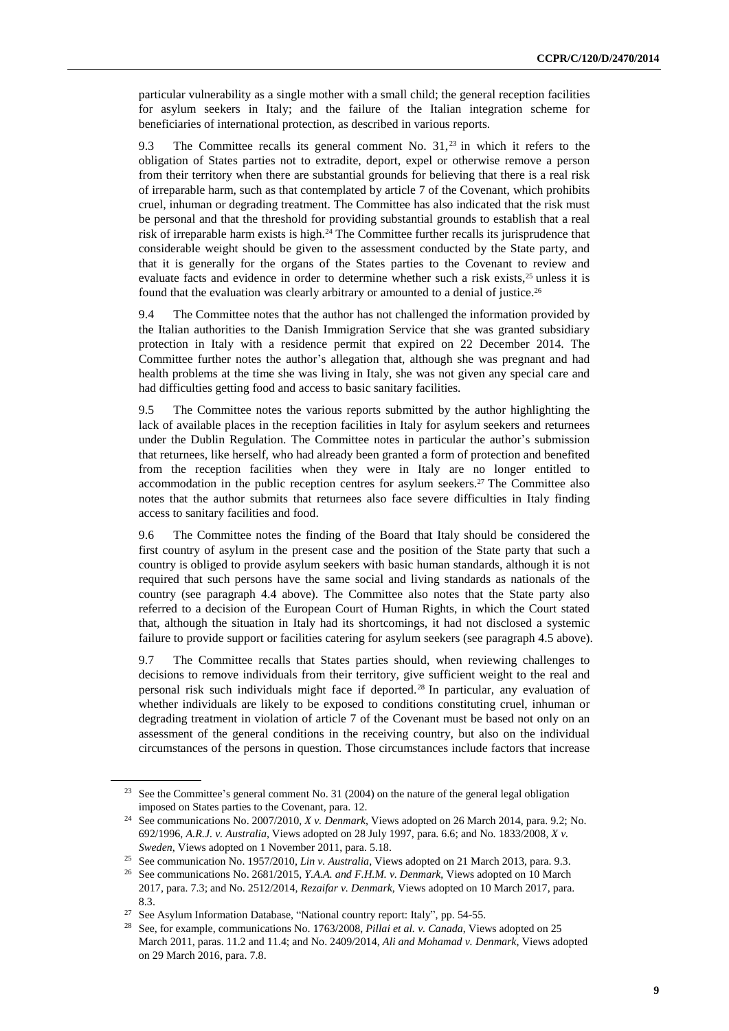particular vulnerability as a single mother with a small child; the general reception facilities for asylum seekers in Italy; and the failure of the Italian integration scheme for beneficiaries of international protection, as described in various reports.

9.3 The Committee recalls its general comment No. 31,[23] in which it refers to the obligation of States parties not to extradite, deport, expel or otherwise remove a person from their territory when there are substantial grounds for believing that there is a real risk of irreparable harm, such as that contemplated by article 7 of the Covenant, which prohibits cruel, inhuman or degrading treatment. The Committee has also indicated that the risk must be personal and that the threshold for providing substantial grounds to establish that a real risk of irreparable harm exists is high.[24] The Committee further recalls its jurisprudence that considerable weight should be given to the assessment conducted by the State party, and that it is generally for the organs of the States parties to the Covenant to review and evaluate facts and evidence in order to determine whether such a risk exists,[25] unless it is found that the evaluation was clearly arbitrary or amounted to a denial of justice.[26]

9.4 The Committee notes that the author has not challenged the information provided by the Italian authorities to the Danish Immigration Service that she was granted subsidiary protection in Italy with a residence permit that expired on 22 December 2014. The Committee further notes the author's allegation that, although she was pregnant and had health problems at the time she was living in Italy, she was not given any special care and had difficulties getting food and access to basic sanitary facilities.

9.5 The Committee notes the various reports submitted by the author highlighting the lack of available places in the reception facilities in Italy for asylum seekers and returnees under the Dublin Regulation. The Committee notes in particular the author's submission that returnees, like herself, who had already been granted a form of protection and benefited from the reception facilities when they were in Italy are no longer entitled to accommodation in the public reception centres for asylum seekers.[27] The Committee also notes that the author submits that returnees also face severe difficulties in Italy finding access to sanitary facilities and food.

9.6 The Committee notes the finding of the Board that Italy should be considered the first country of asylum in the present case and the position of the State party that such a country is obliged to provide asylum seekers with basic human standards, although it is not required that such persons have the same social and living standards as nationals of the country (see paragraph 4.4 above). The Committee also notes that the State party also referred to a decision of the European Court of Human Rights, in which the Court stated that, although the situation in Italy had its shortcomings, it had not disclosed a systemic failure to provide support or facilities catering for asylum seekers (see paragraph 4.5 above).

9.7 The Committee recalls that States parties should, when reviewing challenges to decisions to remove individuals from their territory, give sufficient weight to the real and personal risk such individuals might face if deported.[28] In particular, any evaluation of whether individuals are likely to be exposed to conditions constituting cruel, inhuman or degrading treatment in violation of article 7 of the Covenant must be based not only on an assessment of the general conditions in the receiving country, but also on the individual circumstances of the persons in question. Those circumstances include factors that increase

---

[23] See the Committee's general comment No. 31 (2004) on the nature of the general legal obligation imposed on States parties to the Covenant, para. 12.

[24] See communications No. 2007/2010, *X v. Denmark*, Views adopted on 26 March 2014, para. 9.2; No. 692/1996, *A.R.J. v. Australia*, Views adopted on 28 July 1997, para. 6.6; and No. 1833/2008, *X v. Sweden*, Views adopted on 1 November 2011, para. 5.18.

[25] See communication No. 1957/2010, *Lin v. Australia*, Views adopted on 21 March 2013, para. 9.3.

[26] See communications No. 2681/2015, *Y.A.A. and F.H.M. v. Denmark*, Views adopted on 10 March 2017, para. 7.3; and No. 2512/2014, *Rezaifar v. Denmark*, Views adopted on 10 March 2017, para. 8.3.

[27] See Asylum Information Database, "National country report: Italy", pp. 54-55.

[28] See, for example, communications No. 1763/2008, *Pillai et al. v. Canada*, Views adopted on 25 March 2011, paras. 11.2 and 11.4; and No. 2409/2014, *Ali and Mohamad v. Denmark*, Views adopted on 29 March 2016, para. 7.8.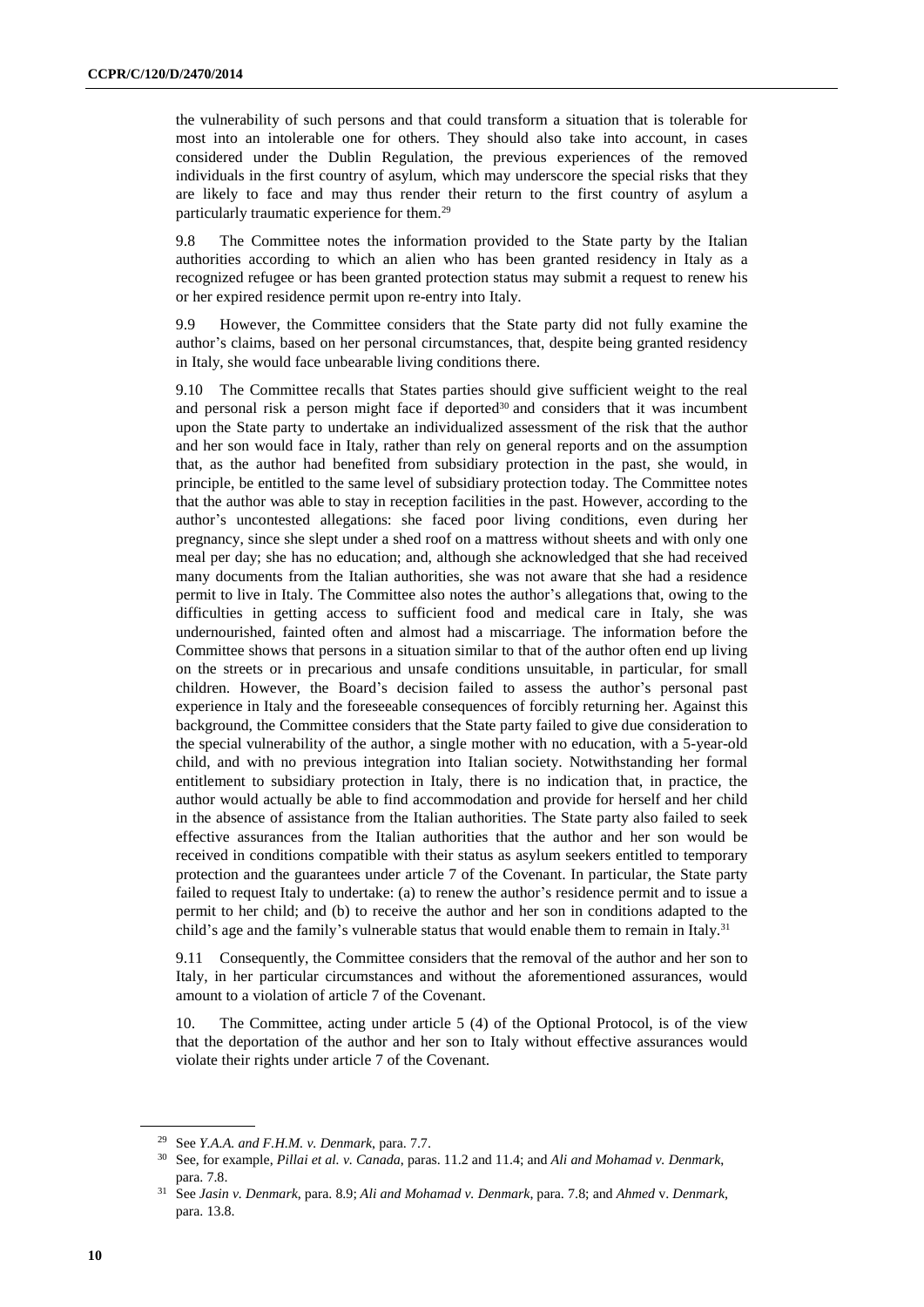the vulnerability of such persons and that could transform a situation that is tolerable for most into an intolerable one for others. They should also take into account, in cases considered under the Dublin Regulation, the previous experiences of the removed individuals in the first country of asylum, which may underscore the special risks that they are likely to face and may thus render their return to the first country of asylum a particularly traumatic experience for them.[29]

9.8 The Committee notes the information provided to the State party by the Italian authorities according to which an alien who has been granted residency in Italy as a recognized refugee or has been granted protection status may submit a request to renew his or her expired residence permit upon re-entry into Italy.

9.9 However, the Committee considers that the State party did not fully examine the author's claims, based on her personal circumstances, that, despite being granted residency in Italy, she would face unbearable living conditions there.

9.10 The Committee recalls that States parties should give sufficient weight to the real and personal risk a person might face if deported[30] and considers that it was incumbent upon the State party to undertake an individualized assessment of the risk that the author and her son would face in Italy, rather than rely on general reports and on the assumption that, as the author had benefited from subsidiary protection in the past, she would, in principle, be entitled to the same level of subsidiary protection today. The Committee notes that the author was able to stay in reception facilities in the past. However, according to the author's uncontested allegations: she faced poor living conditions, even during her pregnancy, since she slept under a shed roof on a mattress without sheets and with only one meal per day; she has no education; and, although she acknowledged that she had received many documents from the Italian authorities, she was not aware that she had a residence permit to live in Italy. The Committee also notes the author's allegations that, owing to the difficulties in getting access to sufficient food and medical care in Italy, she was undernourished, fainted often and almost had a miscarriage. The information before the Committee shows that persons in a situation similar to that of the author often end up living on the streets or in precarious and unsafe conditions unsuitable, in particular, for small children. However, the Board's decision failed to assess the author's personal past experience in Italy and the foreseeable consequences of forcibly returning her. Against this background, the Committee considers that the State party failed to give due consideration to the special vulnerability of the author, a single mother with no education, with a 5-year-old child, and with no previous integration into Italian society. Notwithstanding her formal entitlement to subsidiary protection in Italy, there is no indication that, in practice, the author would actually be able to find accommodation and provide for herself and her child in the absence of assistance from the Italian authorities. The State party also failed to seek effective assurances from the Italian authorities that the author and her son would be received in conditions compatible with their status as asylum seekers entitled to temporary protection and the guarantees under article 7 of the Covenant. In particular, the State party failed to request Italy to undertake: (a) to renew the author's residence permit and to issue a permit to her child; and (b) to receive the author and her son in conditions adapted to the child's age and the family's vulnerable status that would enable them to remain in Italy.[31]

9.11 Consequently, the Committee considers that the removal of the author and her son to Italy, in her particular circumstances and without the aforementioned assurances, would amount to a violation of article 7 of the Covenant.

10. The Committee, acting under article 5 (4) of the Optional Protocol, is of the view that the deportation of the author and her son to Italy without effective assurances would violate their rights under article 7 of the Covenant.

---

[29] See *Y.A.A. and F.H.M. v. Denmark*, para. 7.7.

[30] See, for example, *Pillai et al. v. Canada*, paras. 11.2 and 11.4; and *Ali and Mohamad v. Denmark*, para. 7.8.

[31] See *Jasin v. Denmark*, para. 8.9; *Ali and Mohamad v. Denmark*, para. 7.8; and *Ahmed* v. *Denmark*, para. 13.8.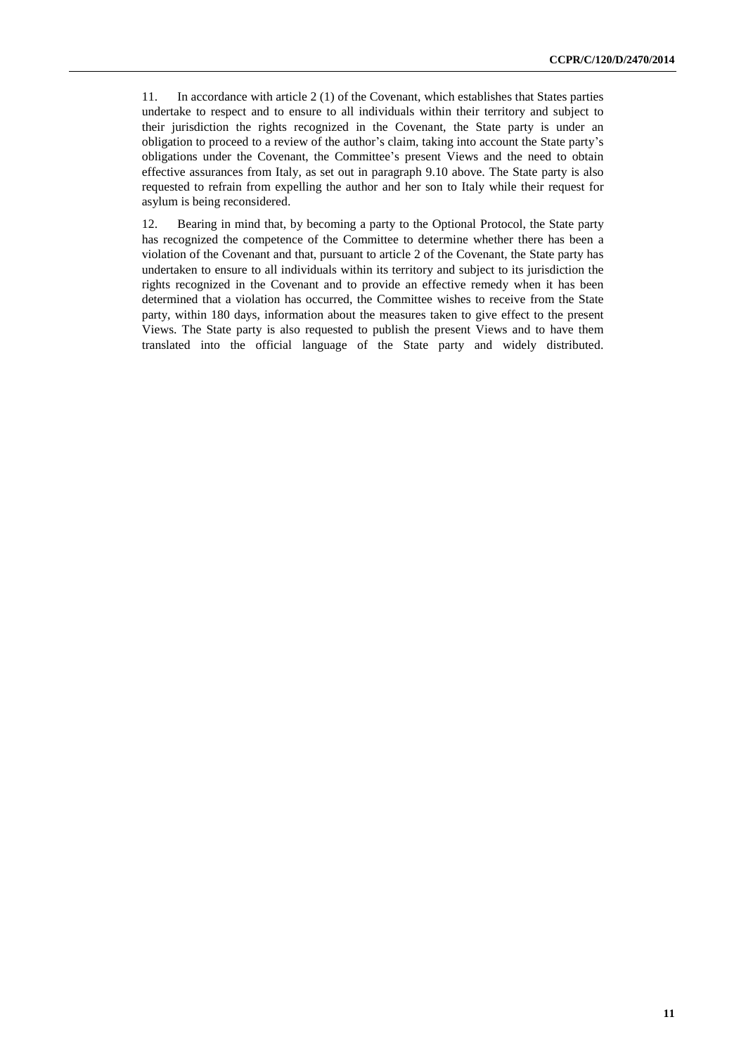11. In accordance with article 2 (1) of the Covenant, which establishes that States parties undertake to respect and to ensure to all individuals within their territory and subject to their jurisdiction the rights recognized in the Covenant, the State party is under an obligation to proceed to a review of the author's claim, taking into account the State party's obligations under the Covenant, the Committee's present Views and the need to obtain effective assurances from Italy, as set out in paragraph 9.10 above. The State party is also requested to refrain from expelling the author and her son to Italy while their request for asylum is being reconsidered.

12. Bearing in mind that, by becoming a party to the Optional Protocol, the State party has recognized the competence of the Committee to determine whether there has been a violation of the Covenant and that, pursuant to article 2 of the Covenant, the State party has undertaken to ensure to all individuals within its territory and subject to its jurisdiction the rights recognized in the Covenant and to provide an effective remedy when it has been determined that a violation has occurred, the Committee wishes to receive from the State party, within 180 days, information about the measures taken to give effect to the present Views. The State party is also requested to publish the present Views and to have them translated into the official language of the State party and widely distributed.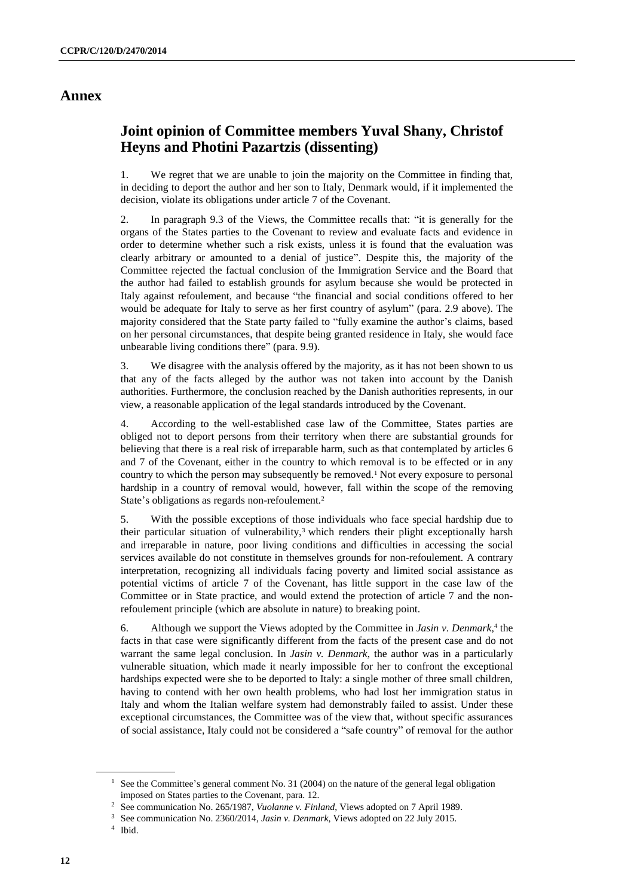# Annex

## Joint opinion of Committee members Yuval Shany, Christof Heyns and Photini Pazartzis (dissenting)

1. We regret that we are unable to join the majority on the Committee in finding that, in deciding to deport the author and her son to Italy, Denmark would, if it implemented the decision, violate its obligations under article 7 of the Covenant.

2. In paragraph 9.3 of the Views, the Committee recalls that: "it is generally for the organs of the States parties to the Covenant to review and evaluate facts and evidence in order to determine whether such a risk exists, unless it is found that the evaluation was clearly arbitrary or amounted to a denial of justice". Despite this, the majority of the Committee rejected the factual conclusion of the Immigration Service and the Board that the author had failed to establish grounds for asylum because she would be protected in Italy against refoulement, and because "the financial and social conditions offered to her would be adequate for Italy to serve as her first country of asylum" (para. 2.9 above). The majority considered that the State party failed to "fully examine the author's claims, based on her personal circumstances, that despite being granted residence in Italy, she would face unbearable living conditions there" (para. 9.9).

3. We disagree with the analysis offered by the majority, as it has not been shown to us that any of the facts alleged by the author was not taken into account by the Danish authorities. Furthermore, the conclusion reached by the Danish authorities represents, in our view, a reasonable application of the legal standards introduced by the Covenant.

4. According to the well-established case law of the Committee, States parties are obliged not to deport persons from their territory when there are substantial grounds for believing that there is a real risk of irreparable harm, such as that contemplated by articles 6 and 7 of the Covenant, either in the country to which removal is to be effected or in any country to which the person may subsequently be removed.[1] Not every exposure to personal hardship in a country of removal would, however, fall within the scope of the removing State's obligations as regards non-refoulement.[2]

5. With the possible exceptions of those individuals who face special hardship due to their particular situation of vulnerability,[3] which renders their plight exceptionally harsh and irreparable in nature, poor living conditions and difficulties in accessing the social services available do not constitute in themselves grounds for non-refoulement. A contrary interpretation, recognizing all individuals facing poverty and limited social assistance as potential victims of article 7 of the Covenant, has little support in the case law of the Committee or in State practice, and would extend the protection of article 7 and the non-refoulement principle (which are absolute in nature) to breaking point.

6. Although we support the Views adopted by the Committee in *Jasin v. Denmark*,[4] the facts in that case were significantly different from the facts of the present case and do not warrant the same legal conclusion. In *Jasin v. Denmark*, the author was in a particularly vulnerable situation, which made it nearly impossible for her to confront the exceptional hardships expected were she to be deported to Italy: a single mother of three small children, having to contend with her own health problems, who had lost her immigration status in Italy and whom the Italian welfare system had demonstrably failed to assist. Under these exceptional circumstances, the Committee was of the view that, without specific assurances of social assistance, Italy could not be considered a "safe country" of removal for the author

[1] See the Committee's general comment No. 31 (2004) on the nature of the general legal obligation imposed on States parties to the Covenant, para. 12.

[2] See communication No. 265/1987, *Vuolanne v. Finland*, Views adopted on 7 April 1989.

[3] See communication No. 2360/2014, *Jasin v. Denmark*, Views adopted on 22 July 2015.

[4] Ibid.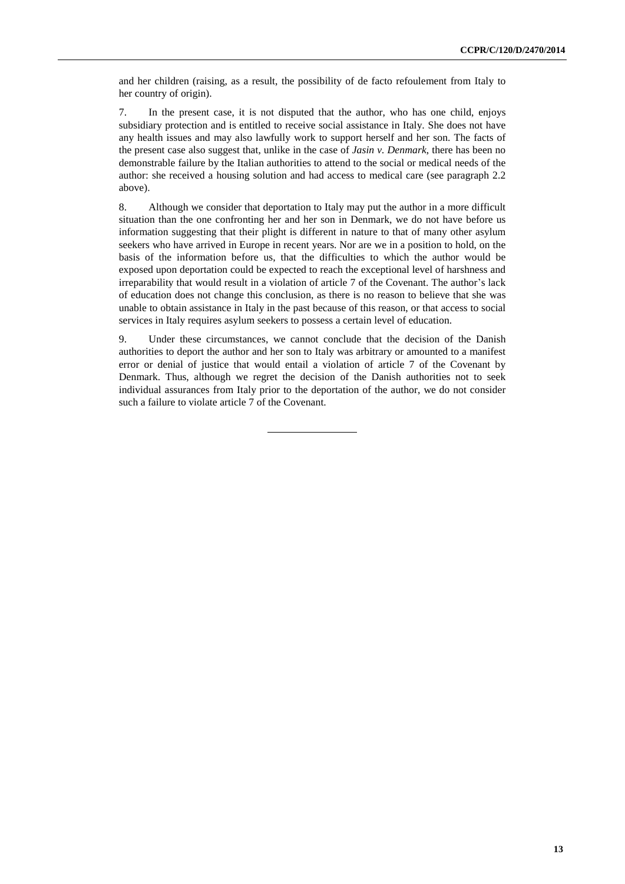and her children (raising, as a result, the possibility of de facto refoulement from Italy to her country of origin).

7. In the present case, it is not disputed that the author, who has one child, enjoys subsidiary protection and is entitled to receive social assistance in Italy. She does not have any health issues and may also lawfully work to support herself and her son. The facts of the present case also suggest that, unlike in the case of *Jasin v. Denmark*, there has been no demonstrable failure by the Italian authorities to attend to the social or medical needs of the author: she received a housing solution and had access to medical care (see paragraph 2.2 above).

8. Although we consider that deportation to Italy may put the author in a more difficult situation than the one confronting her and her son in Denmark, we do not have before us information suggesting that their plight is different in nature to that of many other asylum seekers who have arrived in Europe in recent years. Nor are we in a position to hold, on the basis of the information before us, that the difficulties to which the author would be exposed upon deportation could be expected to reach the exceptional level of harshness and irreparability that would result in a violation of article 7 of the Covenant. The author's lack of education does not change this conclusion, as there is no reason to believe that she was unable to obtain assistance in Italy in the past because of this reason, or that access to social services in Italy requires asylum seekers to possess a certain level of education.

9. Under these circumstances, we cannot conclude that the decision of the Danish authorities to deport the author and her son to Italy was arbitrary or amounted to a manifest error or denial of justice that would entail a violation of article 7 of the Covenant by Denmark. Thus, although we regret the decision of the Danish authorities not to seek individual assurances from Italy prior to the deportation of the author, we do not consider such a failure to violate article 7 of the Covenant.